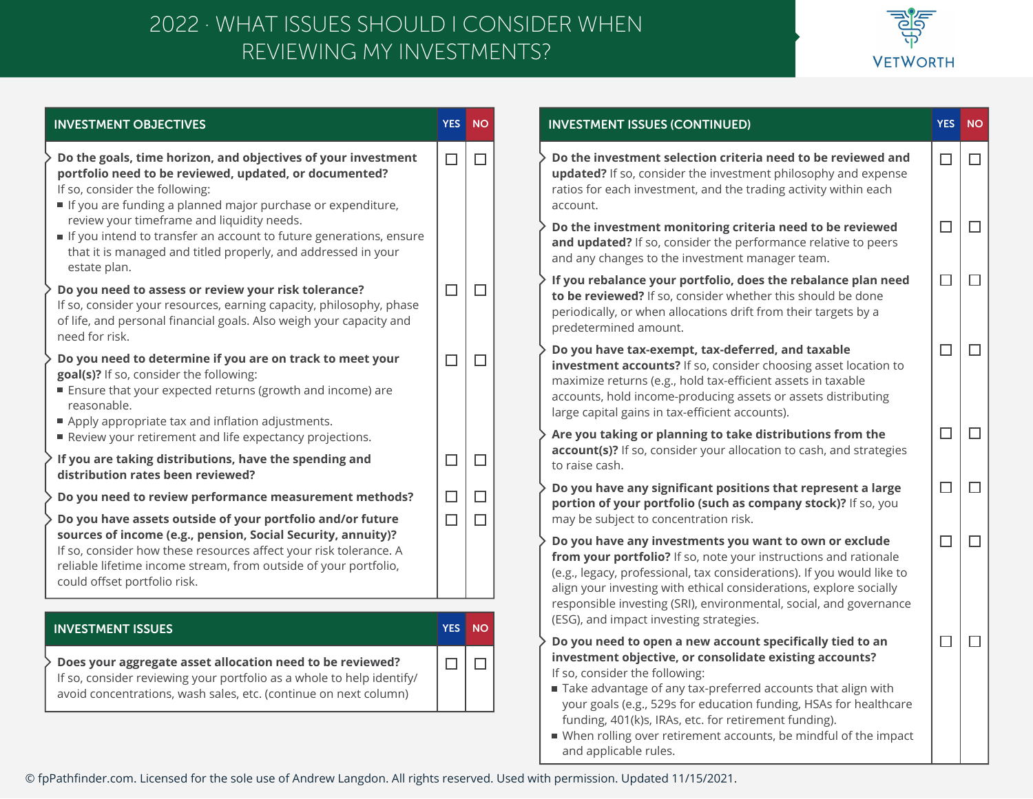# 2022 · WHAT ISSUES SHOULD I CONSIDER WHEN REVIEWING MY INVESTMENTS?

## INVESTMENT OBJECTIVES

| INVESTMENT OBJECTIVES | YES | NO |
|---|---|---|
| **Do the goals, time horizon, and objectives of your investment portfolio need to be reviewed, updated, or documented?** If so, consider the following:<br>■ If you are funding a planned major purchase or expenditure, review your timeframe and liquidity needs.<br>■ If you intend to transfer an account to future generations, ensure that it is managed and titled properly, and addressed in your estate plan. | ☐ | ☐ |
| **Do you need to assess or review your risk tolerance?** If so, consider your resources, earning capacity, philosophy, phase of life, and personal financial goals. Also weigh your capacity and need for risk. | ☐ | ☐ |
| **Do you need to determine if you are on track to meet your goal(s)?** If so, consider the following:<br>■ Ensure that your expected returns (growth and income) are reasonable.<br>■ Apply appropriate tax and inflation adjustments.<br>■ Review your retirement and life expectancy projections. | ☐ | ☐ |
| **If you are taking distributions, have the spending and distribution rates been reviewed?** | ☐ | ☐ |
| **Do you need to review performance measurement methods?** | ☐ | ☐ |
| **Do you have assets outside of your portfolio and/or future sources of income (e.g., pension, Social Security, annuity)?** If so, consider how these resources affect your risk tolerance. A reliable lifetime income stream, from outside of your portfolio, could offset portfolio risk. | ☐ | ☐ |

## INVESTMENT ISSUES

| INVESTMENT ISSUES | YES | NO |
|---|---|---|
| **Does your aggregate asset allocation need to be reviewed?** If so, consider reviewing your portfolio as a whole to help identify/avoid concentrations, wash sales, etc. (continue on next column) | ☐ | ☐ |

## INVESTMENT ISSUES (CONTINUED)

| INVESTMENT ISSUES (CONTINUED) | YES | NO |
|---|---|---|
| **Do the investment selection criteria need to be reviewed and updated?** If so, consider the investment philosophy and expense ratios for each investment, and the trading activity within each account. | ☐ | ☐ |
| **Do the investment monitoring criteria need to be reviewed and updated?** If so, consider the performance relative to peers and any changes to the investment manager team. | ☐ | ☐ |
| **If you rebalance your portfolio, does the rebalance plan need to be reviewed?** If so, consider whether this should be done periodically, or when allocations drift from their targets by a predetermined amount. | ☐ | ☐ |
| **Do you have tax-exempt, tax-deferred, and taxable investment accounts?** If so, consider choosing asset location to maximize returns (e.g., hold tax-efficient assets in taxable accounts, hold income-producing assets or assets distributing large capital gains in tax-efficient accounts). | ☐ | ☐ |
| **Are you taking or planning to take distributions from the account(s)?** If so, consider your allocation to cash, and strategies to raise cash. | ☐ | ☐ |
| **Do you have any significant positions that represent a large portion of your portfolio (such as company stock)?** If so, you may be subject to concentration risk. | ☐ | ☐ |
| **Do you have any investments you want to own or exclude from your portfolio?** If so, note your instructions and rationale (e.g., legacy, professional, tax considerations). If you would like to align your investing with ethical considerations, explore socially responsible investing (SRI), environmental, social, and governance (ESG), and impact investing strategies. | ☐ | ☐ |
| **Do you need to open a new account specifically tied to an investment objective, or consolidate existing accounts?** If so, consider the following:<br>■ Take advantage of any tax-preferred accounts that align with your goals (e.g., 529s for education funding, HSAs for healthcare funding, 401(k)s, IRAs, etc. for retirement funding).<br>■ When rolling over retirement accounts, be mindful of the impact and applicable rules. | ☐ | ☐ |

© fpPathfinder.com. Licensed for the sole use of Andrew Langdon. All rights reserved. Used with permission. Updated 11/15/2021.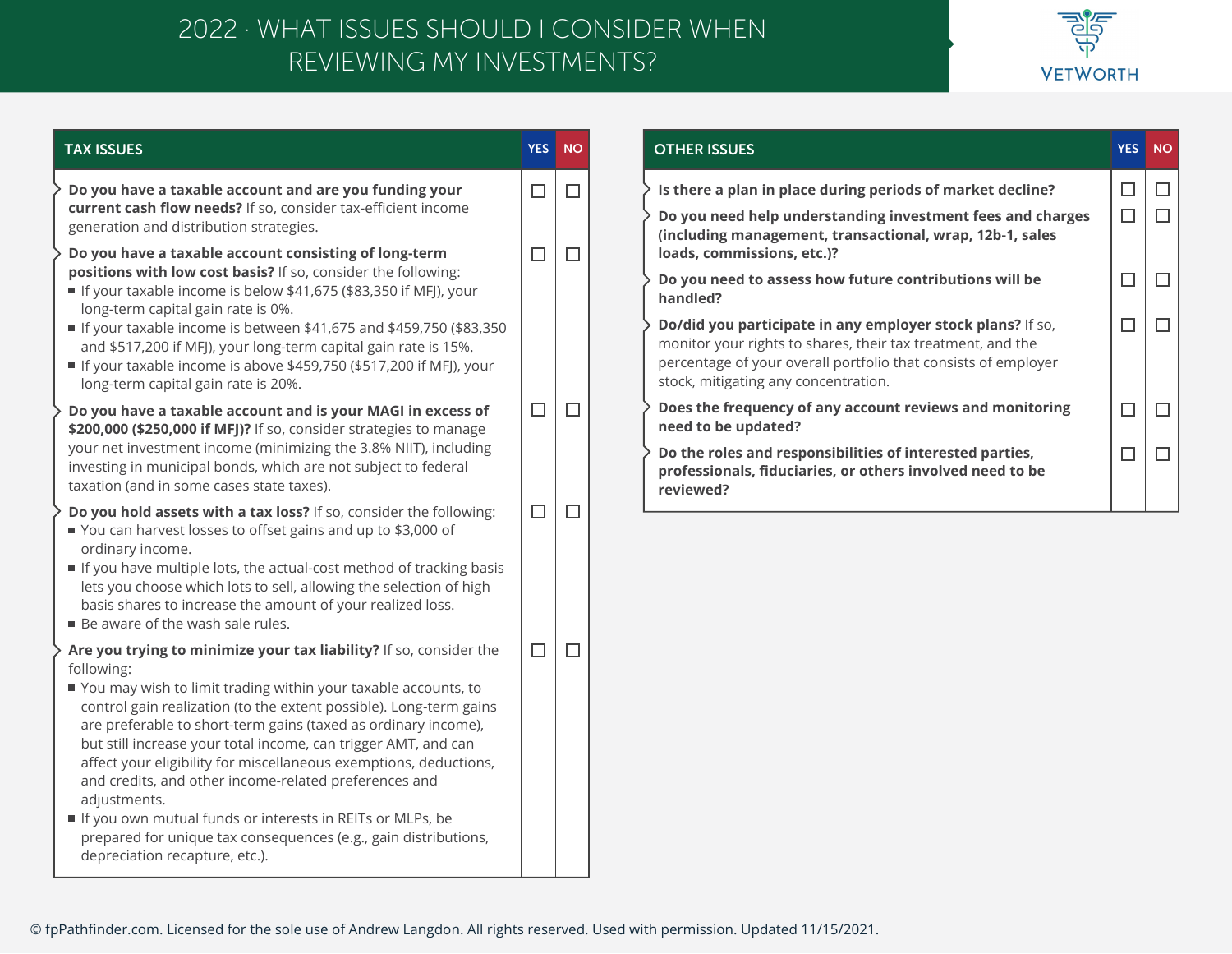# 2022 · WHAT ISSUES SHOULD I CONSIDER WHEN REVIEWING MY INVESTMENTS?

| TAX ISSUES | YES | NO |
|---|---|---|
| **Do you have a taxable account and are you funding your current cash flow needs?** If so, consider tax-efficient income generation and distribution strategies. | ☐ | ☐ |
| **Do you have a taxable account consisting of long-term positions with low cost basis?** If so, consider the following:<br>■ If your taxable income is below $41,675 ($83,350 if MFJ), your long-term capital gain rate is 0%.<br>■ If your taxable income is between $41,675 and $459,750 ($83,350 and $517,200 if MFJ), your long-term capital gain rate is 15%.<br>■ If your taxable income is above $459,750 ($517,200 if MFJ), your long-term capital gain rate is 20%. | ☐ | ☐ |
| **Do you have a taxable account and is your MAGI in excess of $200,000 ($250,000 if MFJ)?** If so, consider strategies to manage your net investment income (minimizing the 3.8% NIIT), including investing in municipal bonds, which are not subject to federal taxation (and in some cases state taxes). | ☐ | ☐ |
| **Do you hold assets with a tax loss?** If so, consider the following:<br>■ You can harvest losses to offset gains and up to $3,000 of ordinary income.<br>■ If you have multiple lots, the actual-cost method of tracking basis lets you choose which lots to sell, allowing the selection of high basis shares to increase the amount of your realized loss.<br>■ Be aware of the wash sale rules. | ☐ | ☐ |
| **Are you trying to minimize your tax liability?** If so, consider the following:<br>■ You may wish to limit trading within your taxable accounts, to control gain realization (to the extent possible). Long-term gains are preferable to short-term gains (taxed as ordinary income), but still increase your total income, can trigger AMT, and can affect your eligibility for miscellaneous exemptions, deductions, and credits, and other income-related preferences and adjustments.<br>■ If you own mutual funds or interests in REITs or MLPs, be prepared for unique tax consequences (e.g., gain distributions, depreciation recapture, etc.). | ☐ | ☐ |

| OTHER ISSUES | YES | NO |
|---|---|---|
| **Is there a plan in place during periods of market decline?** | ☐ | ☐ |
| **Do you need help understanding investment fees and charges (including management, transactional, wrap, 12b-1, sales loads, commissions, etc.)?** | ☐ | ☐ |
| **Do you need to assess how future contributions will be handled?** | ☐ | ☐ |
| **Do/did you participate in any employer stock plans?** If so, monitor your rights to shares, their tax treatment, and the percentage of your overall portfolio that consists of employer stock, mitigating any concentration. | ☐ | ☐ |
| **Does the frequency of any account reviews and monitoring need to be updated?** | ☐ | ☐ |
| **Do the roles and responsibilities of interested parties, professionals, fiduciaries, or others involved need to be reviewed?** | ☐ | ☐ |

© fpPathfinder.com. Licensed for the sole use of Andrew Langdon. All rights reserved. Used with permission. Updated 11/15/2021.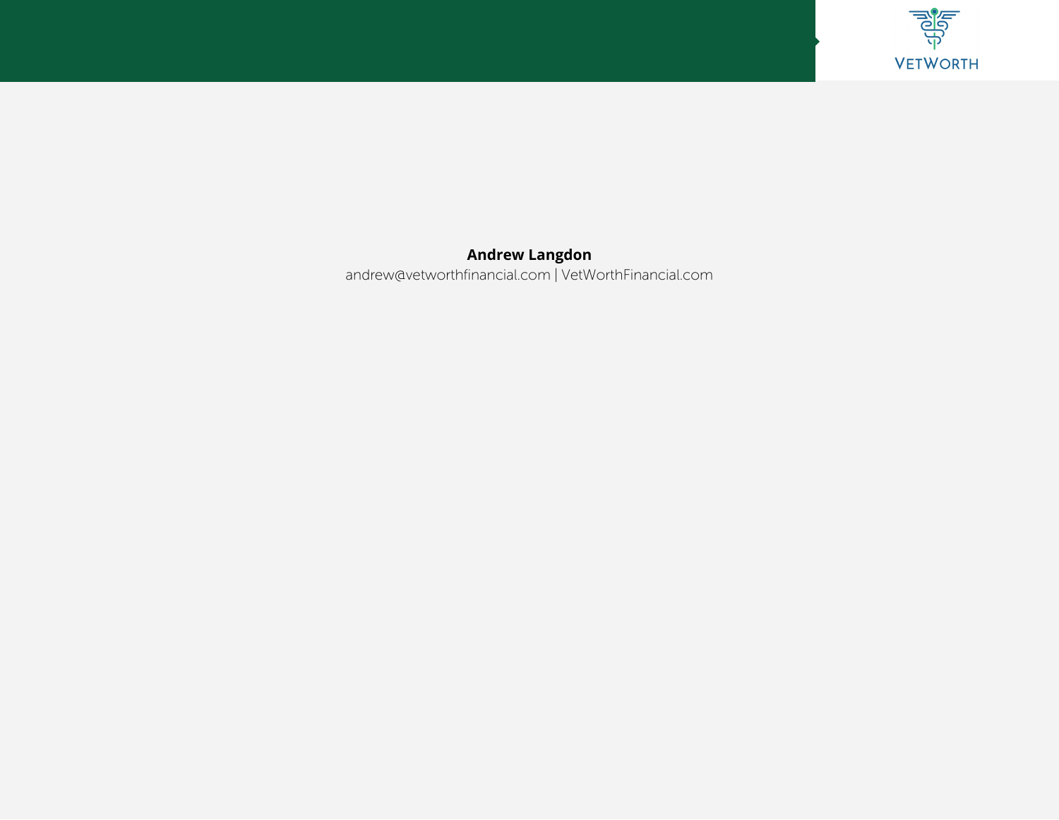**Andrew Langdon**

andrew@vetworthfinancial.com | VetWorthFinancial.com